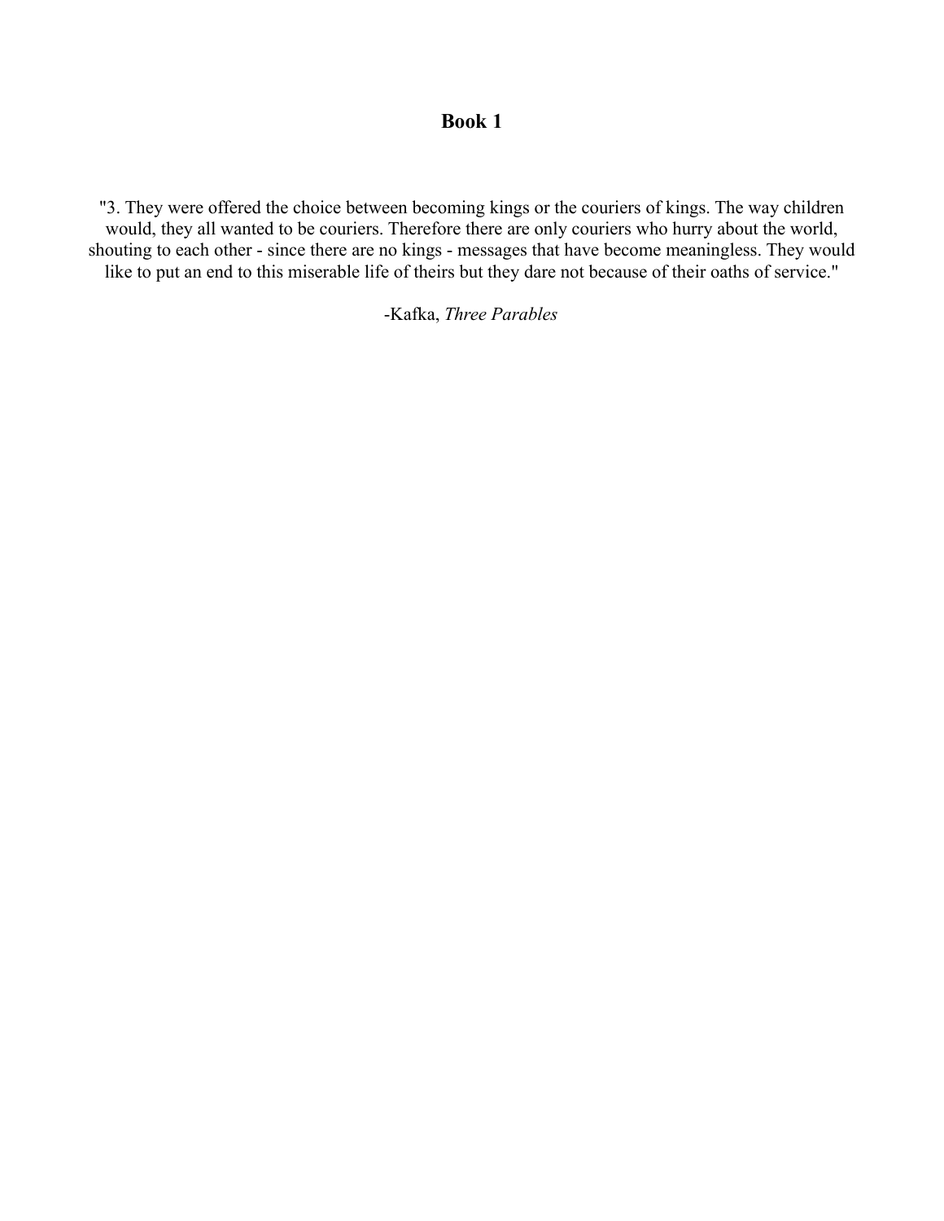# Book 1

"3. They were offered the choice between becoming kings or the couriers of kings. The way children would, they all wanted to be couriers. Therefore there are only couriers who hurry about the world, shouting to each other - since there are no kings - messages that have become meaningless. They would like to put an end to this miserable life of theirs but they dare not because of their oaths of service."

-Kafka, *Three Parables*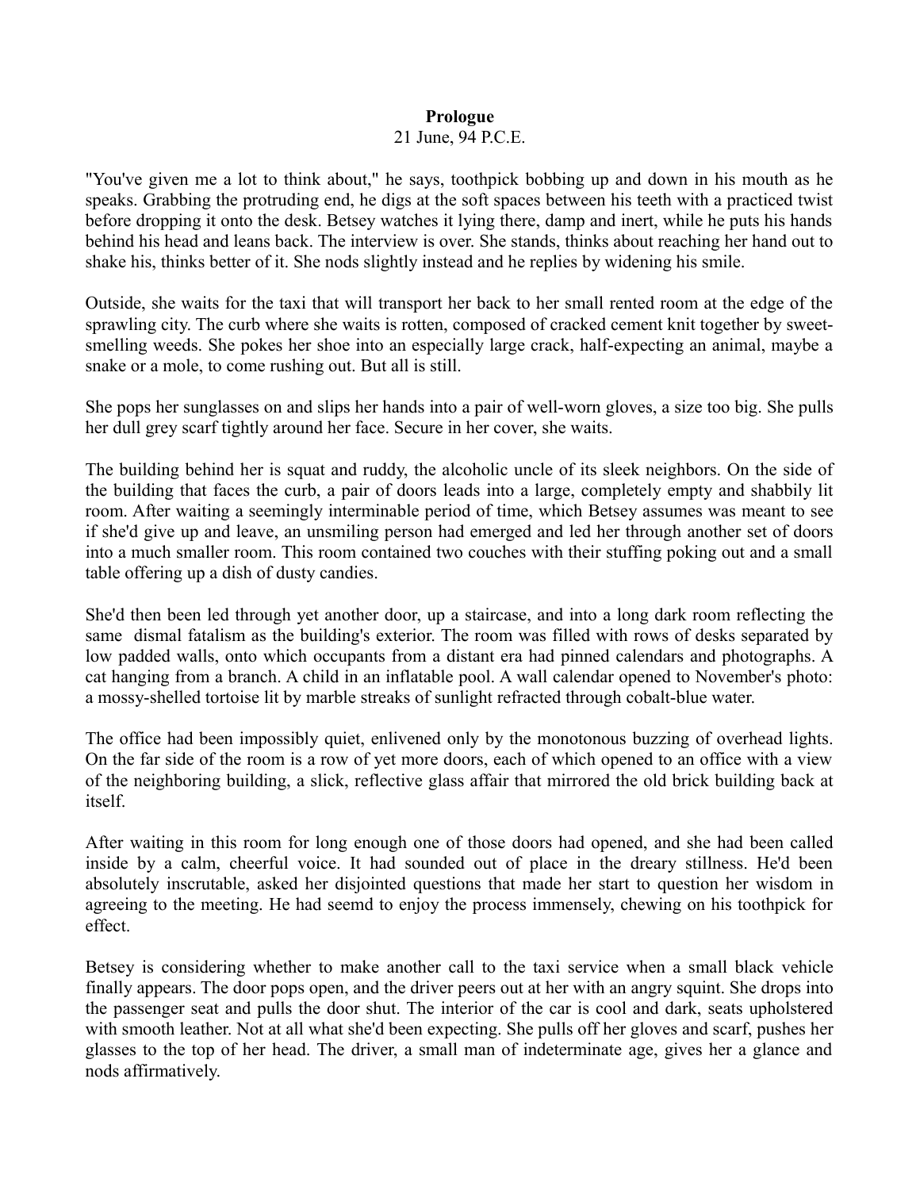**Prologue**

21 June, 94 P.C.E.

"You've given me a lot to think about," he says, toothpick bobbing up and down in his mouth as he speaks. Grabbing the protruding end, he digs at the soft spaces between his teeth with a practiced twist before dropping it onto the desk. Betsey watches it lying there, damp and inert, while he puts his hands behind his head and leans back. The interview is over. She stands, thinks about reaching her hand out to shake his, thinks better of it. She nods slightly instead and he replies by widening his smile.

Outside, she waits for the taxi that will transport her back to her small rented room at the edge of the sprawling city. The curb where she waits is rotten, composed of cracked cement knit together by sweet-smelling weeds. She pokes her shoe into an especially large crack, half-expecting an animal, maybe a snake or a mole, to come rushing out. But all is still.

She pops her sunglasses on and slips her hands into a pair of well-worn gloves, a size too big. She pulls her dull grey scarf tightly around her face. Secure in her cover, she waits.

The building behind her is squat and ruddy, the alcoholic uncle of its sleek neighbors. On the side of the building that faces the curb, a pair of doors leads into a large, completely empty and shabbily lit room. After waiting a seemingly interminable period of time, which Betsey assumes was meant to see if she'd give up and leave, an unsmiling person had emerged and led her through another set of doors into a much smaller room. This room contained two couches with their stuffing poking out and a small table offering up a dish of dusty candies.

She'd then been led through yet another door, up a staircase, and into a long dark room reflecting the same dismal fatalism as the building's exterior. The room was filled with rows of desks separated by low padded walls, onto which occupants from a distant era had pinned calendars and photographs. A cat hanging from a branch. A child in an inflatable pool. A wall calendar opened to November's photo: a mossy-shelled tortoise lit by marble streaks of sunlight refracted through cobalt-blue water.

The office had been impossibly quiet, enlivened only by the monotonous buzzing of overhead lights. On the far side of the room is a row of yet more doors, each of which opened to an office with a view of the neighboring building, a slick, reflective glass affair that mirrored the old brick building back at itself.

After waiting in this room for long enough one of those doors had opened, and she had been called inside by a calm, cheerful voice. It had sounded out of place in the dreary stillness. He'd been absolutely inscrutable, asked her disjointed questions that made her start to question her wisdom in agreeing to the meeting. He had seemd to enjoy the process immensely, chewing on his toothpick for effect.

Betsey is considering whether to make another call to the taxi service when a small black vehicle finally appears. The door pops open, and the driver peers out at her with an angry squint. She drops into the passenger seat and pulls the door shut. The interior of the car is cool and dark, seats upholstered with smooth leather. Not at all what she'd been expecting. She pulls off her gloves and scarf, pushes her glasses to the top of her head. The driver, a small man of indeterminate age, gives her a glance and nods affirmatively.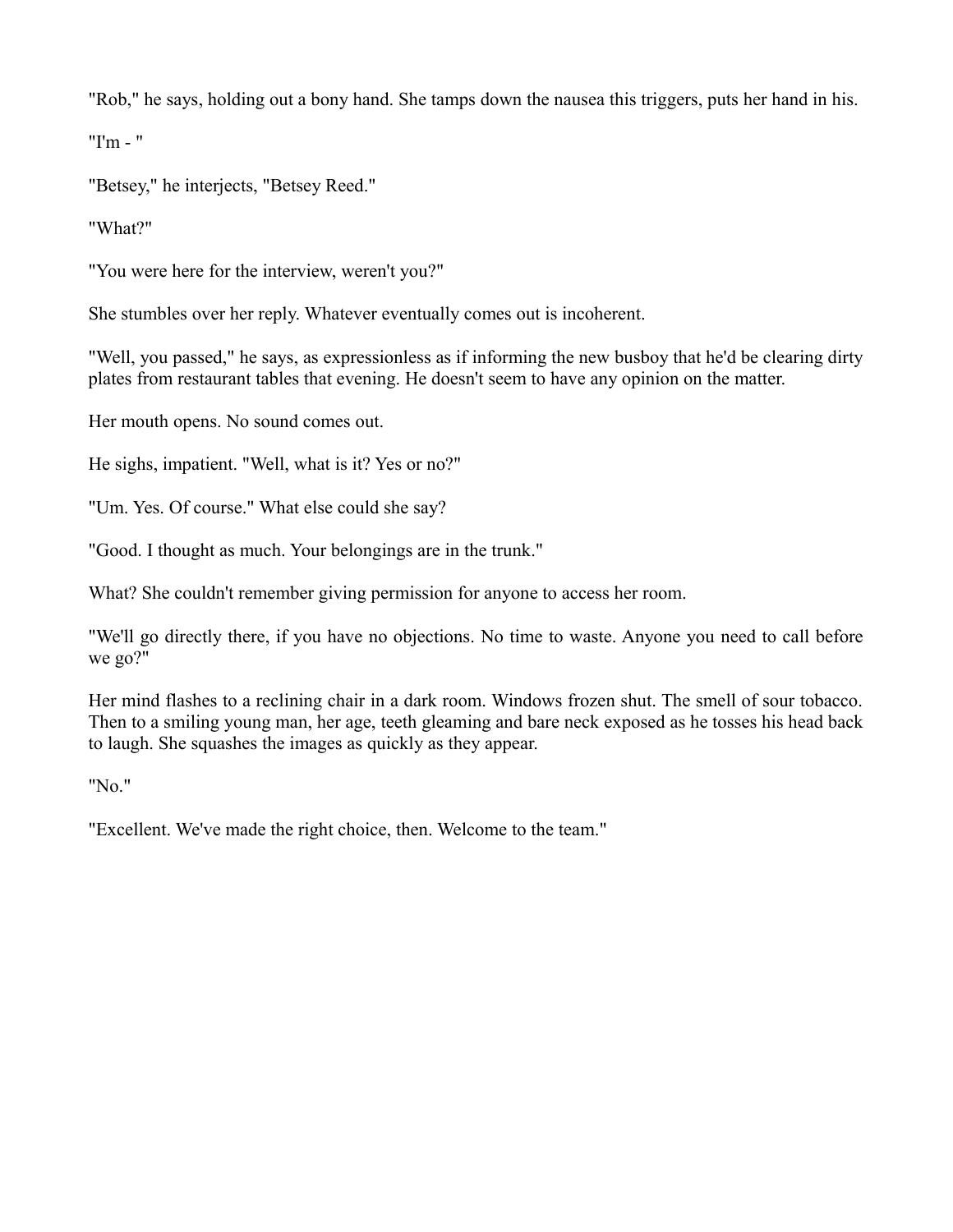"Rob," he says, holding out a bony hand. She tamps down the nausea this triggers, puts her hand in his.

"I'm - "

"Betsey," he interjects, "Betsey Reed."

"What?"

"You were here for the interview, weren't you?"

She stumbles over her reply. Whatever eventually comes out is incoherent.

"Well, you passed," he says, as expressionless as if informing the new busboy that he'd be clearing dirty plates from restaurant tables that evening. He doesn't seem to have any opinion on the matter.

Her mouth opens. No sound comes out.

He sighs, impatient. "Well, what is it? Yes or no?"

"Um. Yes. Of course." What else could she say?

"Good. I thought as much. Your belongings are in the trunk."

What? She couldn't remember giving permission for anyone to access her room.

"We'll go directly there, if you have no objections. No time to waste. Anyone you need to call before we go?"

Her mind flashes to a reclining chair in a dark room. Windows frozen shut. The smell of sour tobacco. Then to a smiling young man, her age, teeth gleaming and bare neck exposed as he tosses his head back to laugh. She squashes the images as quickly as they appear.

"No."

"Excellent. We've made the right choice, then. Welcome to the team."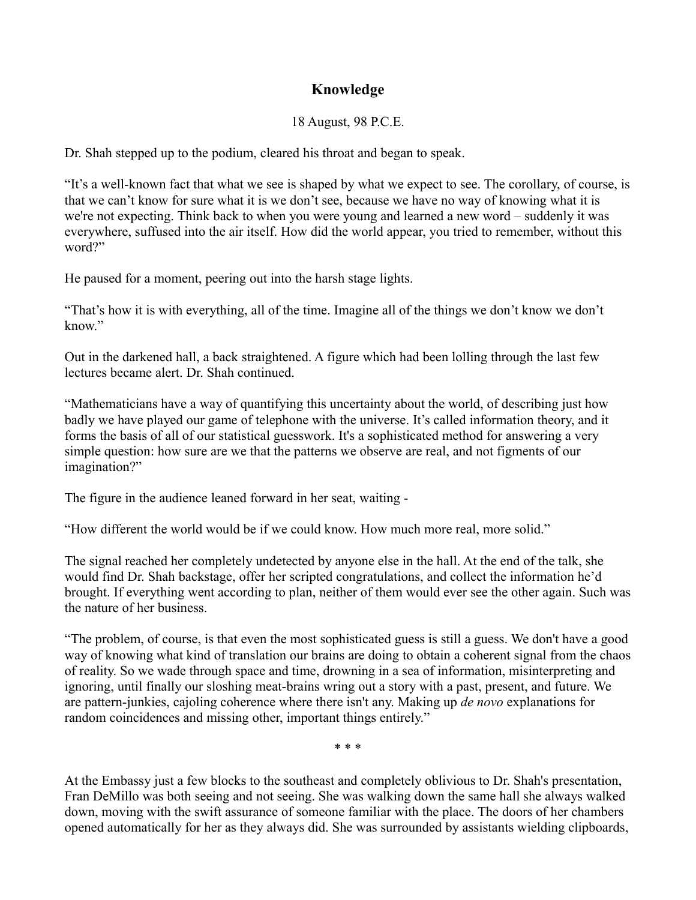## Knowledge

18 August, 98 P.C.E.

Dr. Shah stepped up to the podium, cleared his throat and began to speak.

“It’s a well-known fact that what we see is shaped by what we expect to see. The corollary, of course, is that we can’t know for sure what it is we don’t see, because we have no way of knowing what it is we're not expecting. Think back to when you were young and learned a new word – suddenly it was everywhere, suffused into the air itself. How did the world appear, you tried to remember, without this word?”

He paused for a moment, peering out into the harsh stage lights.

“That’s how it is with everything, all of the time. Imagine all of the things we don’t know we don’t know.”

Out in the darkened hall, a back straightened. A figure which had been lolling through the last few lectures became alert. Dr. Shah continued.

“Mathematicians have a way of quantifying this uncertainty about the world, of describing just how badly we have played our game of telephone with the universe. It’s called information theory, and it forms the basis of all of our statistical guesswork. It's a sophisticated method for answering a very simple question: how sure are we that the patterns we observe are real, and not figments of our imagination?”

The figure in the audience leaned forward in her seat, waiting -

“How different the world would be if we could know. How much more real, more solid.”

The signal reached her completely undetected by anyone else in the hall. At the end of the talk, she would find Dr. Shah backstage, offer her scripted congratulations, and collect the information he’d brought. If everything went according to plan, neither of them would ever see the other again. Such was the nature of her business.

“The problem, of course, is that even the most sophisticated guess is still a guess. We don't have a good way of knowing what kind of translation our brains are doing to obtain a coherent signal from the chaos of reality. So we wade through space and time, drowning in a sea of information, misinterpreting and ignoring, until finally our sloshing meat-brains wring out a story with a past, present, and future. We are pattern-junkies, cajoling coherence where there isn't any. Making up *de novo* explanations for random coincidences and missing other, important things entirely.”

\* \* \*

At the Embassy just a few blocks to the southeast and completely oblivious to Dr. Shah's presentation, Fran DeMillo was both seeing and not seeing. She was walking down the same hall she always walked down, moving with the swift assurance of someone familiar with the place. The doors of her chambers opened automatically for her as they always did. She was surrounded by assistants wielding clipboards,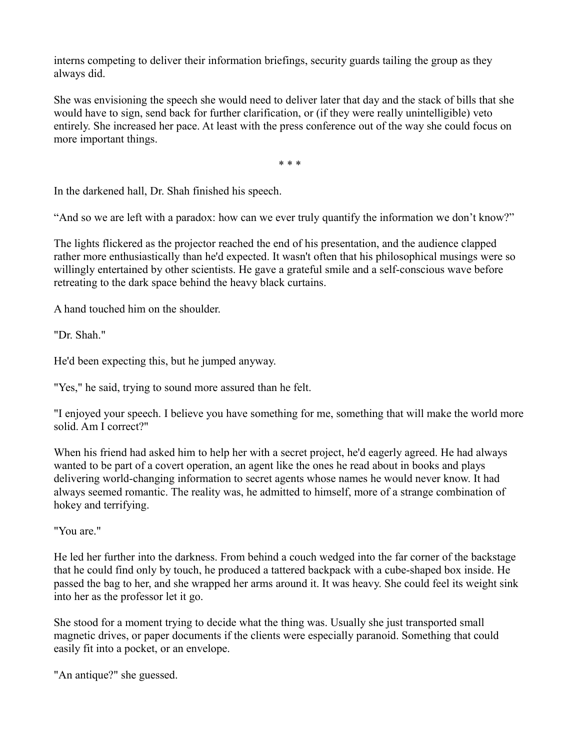interns competing to deliver their information briefings, security guards tailing the group as they always did.

She was envisioning the speech she would need to deliver later that day and the stack of bills that she would have to sign, send back for further clarification, or (if they were really unintelligible) veto entirely. She increased her pace. At least with the press conference out of the way she could focus on more important things.

\* \* \*

In the darkened hall, Dr. Shah finished his speech.

“And so we are left with a paradox: how can we ever truly quantify the information we don’t know?”

The lights flickered as the projector reached the end of his presentation, and the audience clapped rather more enthusiastically than he'd expected. It wasn't often that his philosophical musings were so willingly entertained by other scientists. He gave a grateful smile and a self-conscious wave before retreating to the dark space behind the heavy black curtains.

A hand touched him on the shoulder.

"Dr. Shah."

He'd been expecting this, but he jumped anyway.

"Yes," he said, trying to sound more assured than he felt.

"I enjoyed your speech. I believe you have something for me, something that will make the world more solid. Am I correct?"

When his friend had asked him to help her with a secret project, he'd eagerly agreed. He had always wanted to be part of a covert operation, an agent like the ones he read about in books and plays delivering world-changing information to secret agents whose names he would never know. It had always seemed romantic. The reality was, he admitted to himself, more of a strange combination of hokey and terrifying.

"You are."

He led her further into the darkness. From behind a couch wedged into the far corner of the backstage that he could find only by touch, he produced a tattered backpack with a cube-shaped box inside. He passed the bag to her, and she wrapped her arms around it. It was heavy. She could feel its weight sink into her as the professor let it go.

She stood for a moment trying to decide what the thing was. Usually she just transported small magnetic drives, or paper documents if the clients were especially paranoid. Something that could easily fit into a pocket, or an envelope.

"An antique?" she guessed.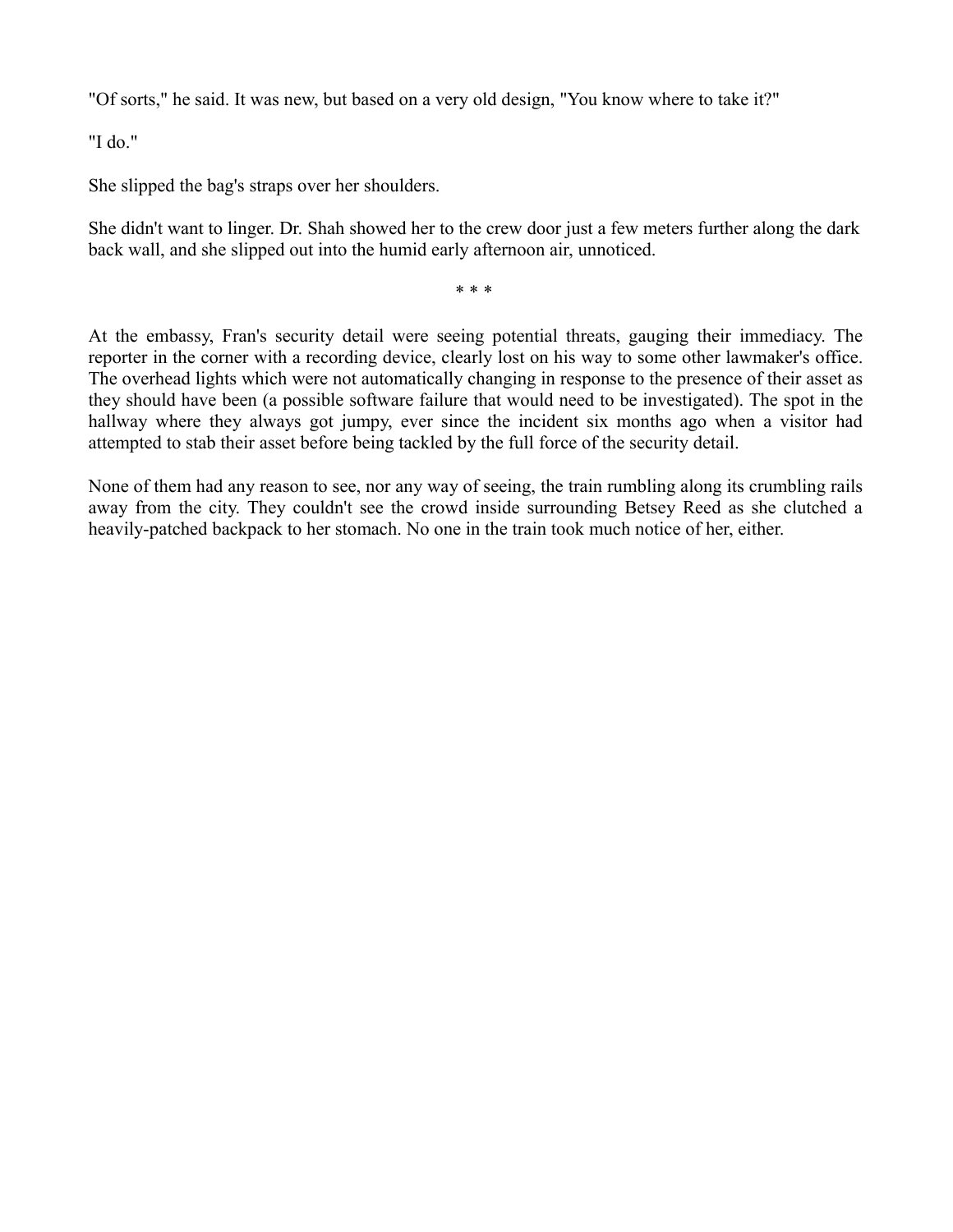"Of sorts," he said. It was new, but based on a very old design, "You know where to take it?"

"I do."

She slipped the bag's straps over her shoulders.

She didn't want to linger. Dr. Shah showed her to the crew door just a few meters further along the dark back wall, and she slipped out into the humid early afternoon air, unnoticed.

\* \* \*

At the embassy, Fran's security detail were seeing potential threats, gauging their immediacy. The reporter in the corner with a recording device, clearly lost on his way to some other lawmaker's office. The overhead lights which were not automatically changing in response to the presence of their asset as they should have been (a possible software failure that would need to be investigated). The spot in the hallway where they always got jumpy, ever since the incident six months ago when a visitor had attempted to stab their asset before being tackled by the full force of the security detail.

None of them had any reason to see, nor any way of seeing, the train rumbling along its crumbling rails away from the city. They couldn't see the crowd inside surrounding Betsey Reed as she clutched a heavily-patched backpack to her stomach. No one in the train took much notice of her, either.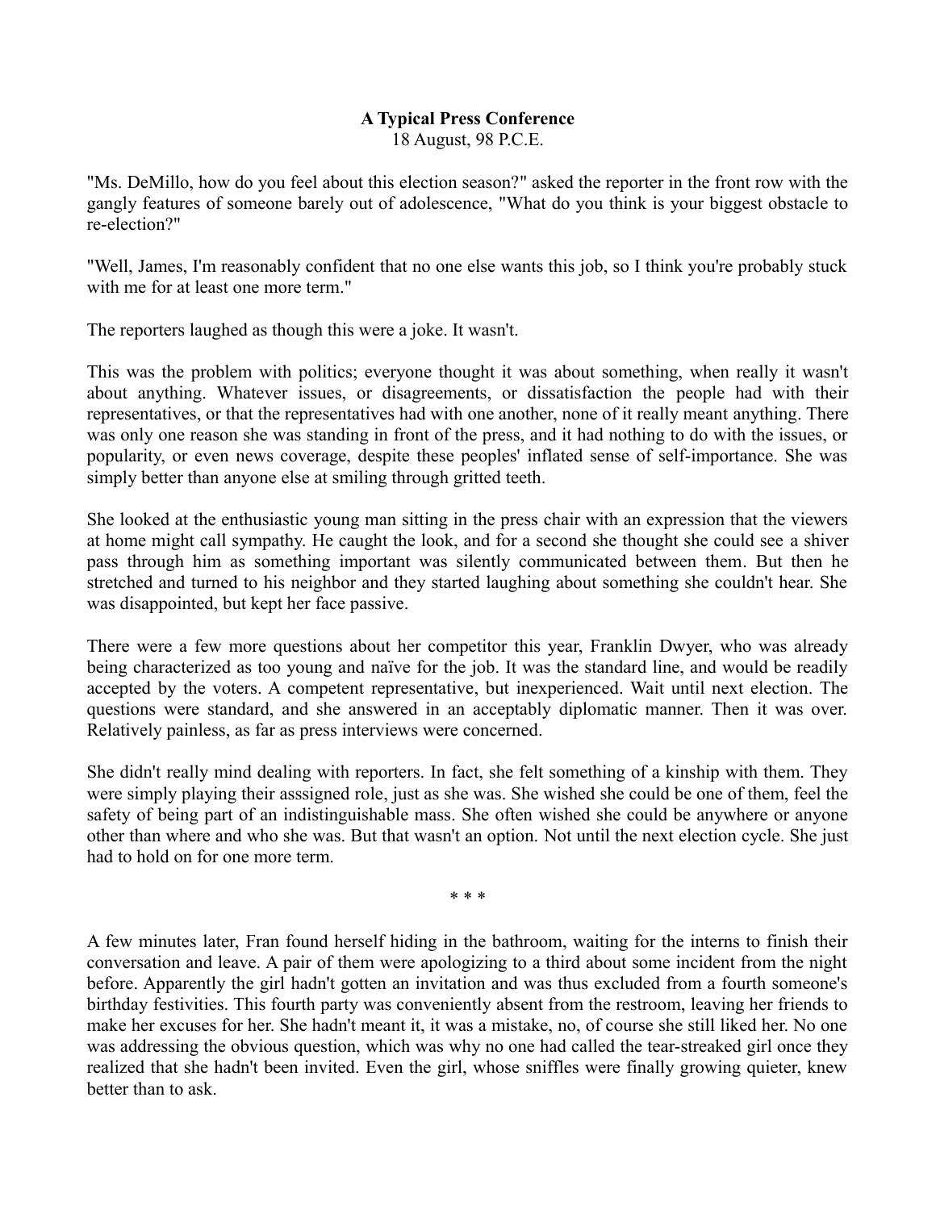**A Typical Press Conference**

18 August, 98 P.C.E.

"Ms. DeMillo, how do you feel about this election season?" asked the reporter in the front row with the gangly features of someone barely out of adolescence, "What do you think is your biggest obstacle to re-election?"

"Well, James, I'm reasonably confident that no one else wants this job, so I think you're probably stuck with me for at least one more term."

The reporters laughed as though this were a joke. It wasn't.

This was the problem with politics; everyone thought it was about something, when really it wasn't about anything. Whatever issues, or disagreements, or dissatisfaction the people had with their representatives, or that the representatives had with one another, none of it really meant anything. There was only one reason she was standing in front of the press, and it had nothing to do with the issues, or popularity, or even news coverage, despite these peoples' inflated sense of self-importance. She was simply better than anyone else at smiling through gritted teeth.

She looked at the enthusiastic young man sitting in the press chair with an expression that the viewers at home might call sympathy. He caught the look, and for a second she thought she could see a shiver pass through him as something important was silently communicated between them. But then he stretched and turned to his neighbor and they started laughing about something she couldn't hear. She was disappointed, but kept her face passive.

There were a few more questions about her competitor this year, Franklin Dwyer, who was already being characterized as too young and naïve for the job. It was the standard line, and would be readily accepted by the voters. A competent representative, but inexperienced. Wait until next election. The questions were standard, and she answered in an acceptably diplomatic manner. Then it was over. Relatively painless, as far as press interviews were concerned.

She didn't really mind dealing with reporters. In fact, she felt something of a kinship with them. They were simply playing their asssigned role, just as she was. She wished she could be one of them, feel the safety of being part of an indistinguishable mass. She often wished she could be anywhere or anyone other than where and who she was. But that wasn't an option. Not until the next election cycle. She just had to hold on for one more term.

\* \* \*

A few minutes later, Fran found herself hiding in the bathroom, waiting for the interns to finish their conversation and leave. A pair of them were apologizing to a third about some incident from the night before. Apparently the girl hadn't gotten an invitation and was thus excluded from a fourth someone's birthday festivities. This fourth party was conveniently absent from the restroom, leaving her friends to make her excuses for her. She hadn't meant it, it was a mistake, no, of course she still liked her. No one was addressing the obvious question, which was why no one had called the tear-streaked girl once they realized that she hadn't been invited. Even the girl, whose sniffles were finally growing quieter, knew better than to ask.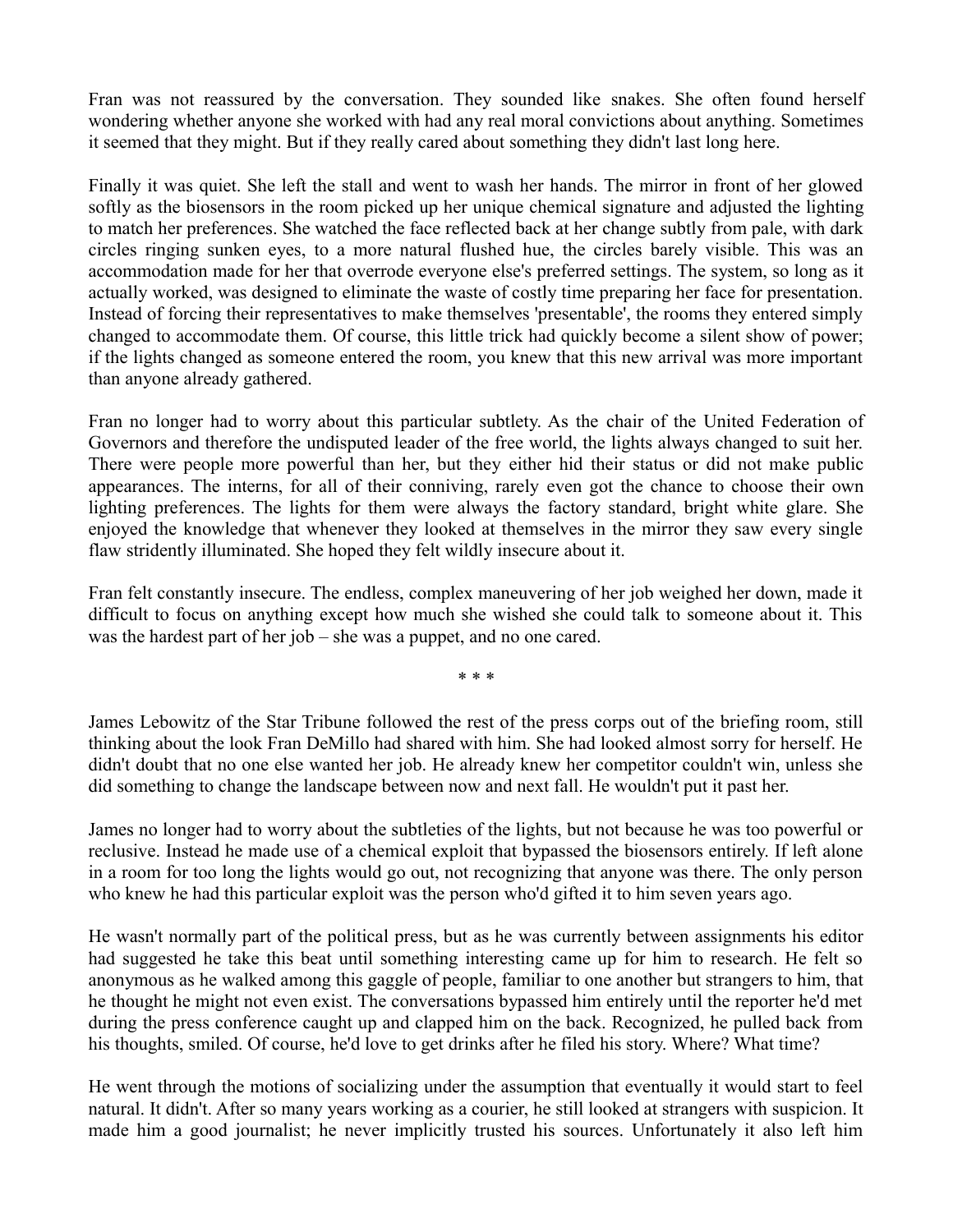Fran was not reassured by the conversation. They sounded like snakes. She often found herself wondering whether anyone she worked with had any real moral convictions about anything. Sometimes it seemed that they might. But if they really cared about something they didn't last long here.

Finally it was quiet. She left the stall and went to wash her hands. The mirror in front of her glowed softly as the biosensors in the room picked up her unique chemical signature and adjusted the lighting to match her preferences. She watched the face reflected back at her change subtly from pale, with dark circles ringing sunken eyes, to a more natural flushed hue, the circles barely visible. This was an accommodation made for her that overrode everyone else's preferred settings. The system, so long as it actually worked, was designed to eliminate the waste of costly time preparing her face for presentation. Instead of forcing their representatives to make themselves 'presentable', the rooms they entered simply changed to accommodate them. Of course, this little trick had quickly become a silent show of power; if the lights changed as someone entered the room, you knew that this new arrival was more important than anyone already gathered.

Fran no longer had to worry about this particular subtlety. As the chair of the United Federation of Governors and therefore the undisputed leader of the free world, the lights always changed to suit her. There were people more powerful than her, but they either hid their status or did not make public appearances. The interns, for all of their conniving, rarely even got the chance to choose their own lighting preferences. The lights for them were always the factory standard, bright white glare. She enjoyed the knowledge that whenever they looked at themselves in the mirror they saw every single flaw stridently illuminated. She hoped they felt wildly insecure about it.

Fran felt constantly insecure. The endless, complex maneuvering of her job weighed her down, made it difficult to focus on anything except how much she wished she could talk to someone about it. This was the hardest part of her job – she was a puppet, and no one cared.

\* \* \*

James Lebowitz of the Star Tribune followed the rest of the press corps out of the briefing room, still thinking about the look Fran DeMillo had shared with him. She had looked almost sorry for herself. He didn't doubt that no one else wanted her job. He already knew her competitor couldn't win, unless she did something to change the landscape between now and next fall. He wouldn't put it past her.

James no longer had to worry about the subtleties of the lights, but not because he was too powerful or reclusive. Instead he made use of a chemical exploit that bypassed the biosensors entirely. If left alone in a room for too long the lights would go out, not recognizing that anyone was there. The only person who knew he had this particular exploit was the person who'd gifted it to him seven years ago.

He wasn't normally part of the political press, but as he was currently between assignments his editor had suggested he take this beat until something interesting came up for him to research. He felt so anonymous as he walked among this gaggle of people, familiar to one another but strangers to him, that he thought he might not even exist. The conversations bypassed him entirely until the reporter he'd met during the press conference caught up and clapped him on the back. Recognized, he pulled back from his thoughts, smiled. Of course, he'd love to get drinks after he filed his story. Where? What time?

He went through the motions of socializing under the assumption that eventually it would start to feel natural. It didn't. After so many years working as a courier, he still looked at strangers with suspicion. It made him a good journalist; he never implicitly trusted his sources. Unfortunately it also left him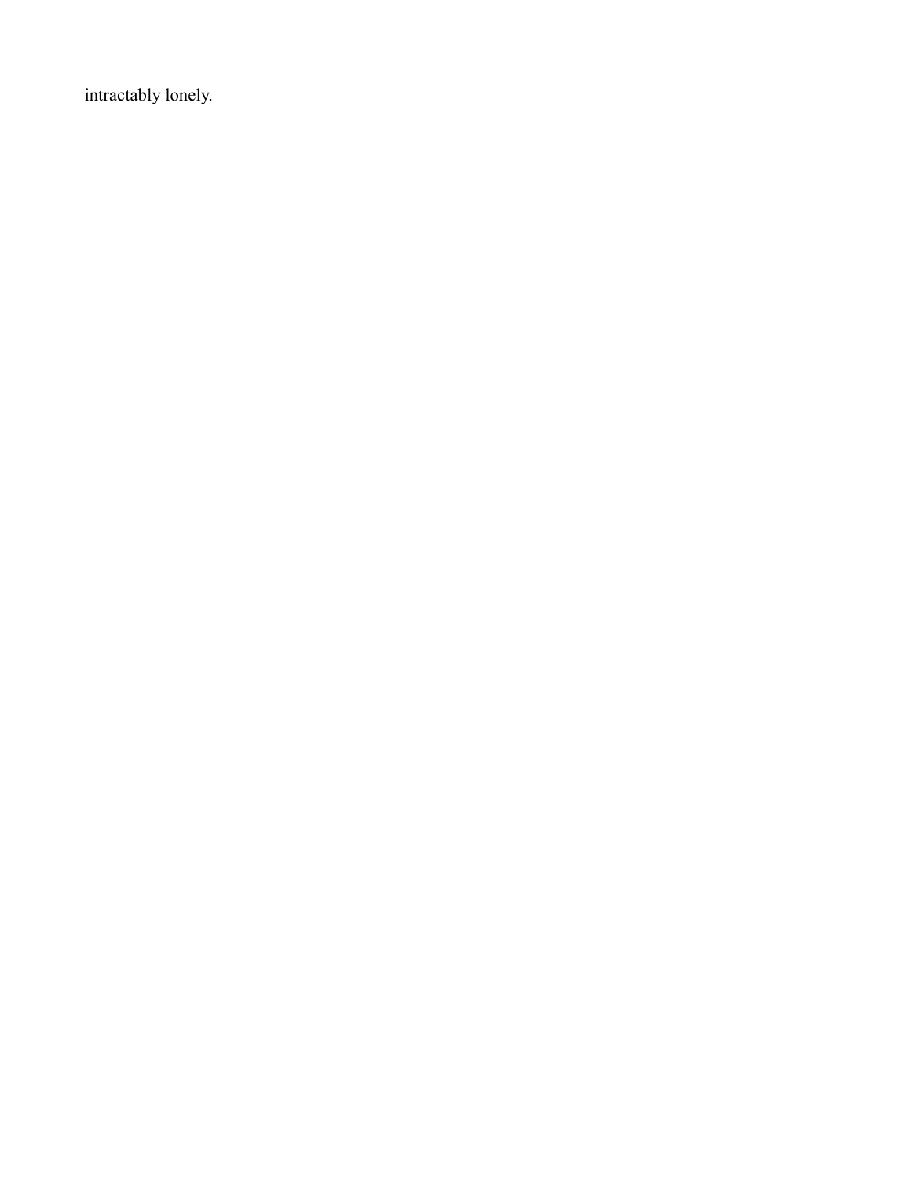intractably lonely.